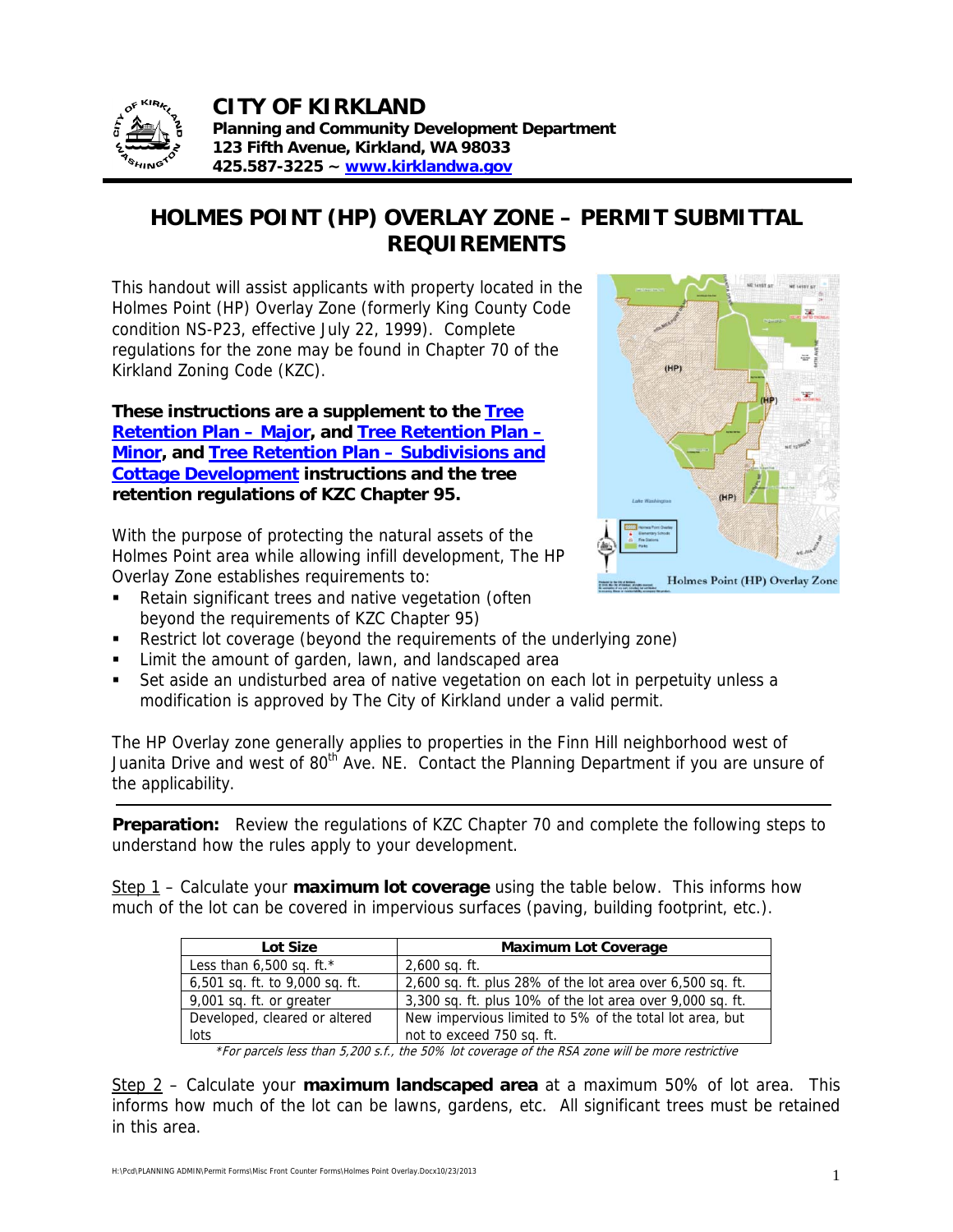# CITY OF KIRKLAND

**Planning and Community Development Department**
**123 Fifth Avenue, Kirkland, WA 98033**
**425.587-3225 ~ www.kirklandwa.gov**

## HOLMES POINT (HP) OVERLAY ZONE – PERMIT SUBMITTAL REQUIREMENTS

This handout will assist applicants with property located in the Holmes Point (HP) Overlay Zone (formerly King County Code condition NS-P23, effective July 22, 1999). Complete regulations for the zone may be found in Chapter 70 of the Kirkland Zoning Code (KZC).

**These instructions are a supplement to the Tree Retention Plan – Major, and Tree Retention Plan – Minor, and Tree Retention Plan – Subdivisions and Cottage Development instructions and the tree retention regulations of KZC Chapter 95.**

With the purpose of protecting the natural assets of the Holmes Point area while allowing infill development, The HP Overlay Zone establishes requirements to:

- Retain significant trees and native vegetation (often beyond the requirements of KZC Chapter 95)
- Restrict lot coverage (beyond the requirements of the underlying zone)
- Limit the amount of garden, lawn, and landscaped area
- Set aside an undisturbed area of native vegetation on each lot in perpetuity unless a modification is approved by The City of Kirkland under a valid permit.

The HP Overlay zone generally applies to properties in the Finn Hill neighborhood west of Juanita Drive and west of 80th Ave. NE. Contact the Planning Department if you are unsure of the applicability.

---

**Preparation:** Review the regulations of KZC Chapter 70 and complete the following steps to understand how the rules apply to your development.

Step 1 – Calculate your **maximum lot coverage** using the table below. This informs how much of the lot can be covered in impervious surfaces (paving, building footprint, etc.).

| Lot Size | Maximum Lot Coverage |
|---|---|
| Less than 6,500 sq. ft.* | 2,600 sq. ft. |
| 6,501 sq. ft. to 9,000 sq. ft. | 2,600 sq. ft. plus 28% of the lot area over 6,500 sq. ft. |
| 9,001 sq. ft. or greater | 3,300 sq. ft. plus 10% of the lot area over 9,000 sq. ft. |
| Developed, cleared or altered lots | New impervious limited to 5% of the total lot area, but not to exceed 750 sq. ft. |

*\*For parcels less than 5,200 s.f., the 50% lot coverage of the RSA zone will be more restrictive*

Step 2 – Calculate your **maximum landscaped area** at a maximum 50% of lot area. This informs how much of the lot can be lawns, gardens, etc. All significant trees must be retained in this area.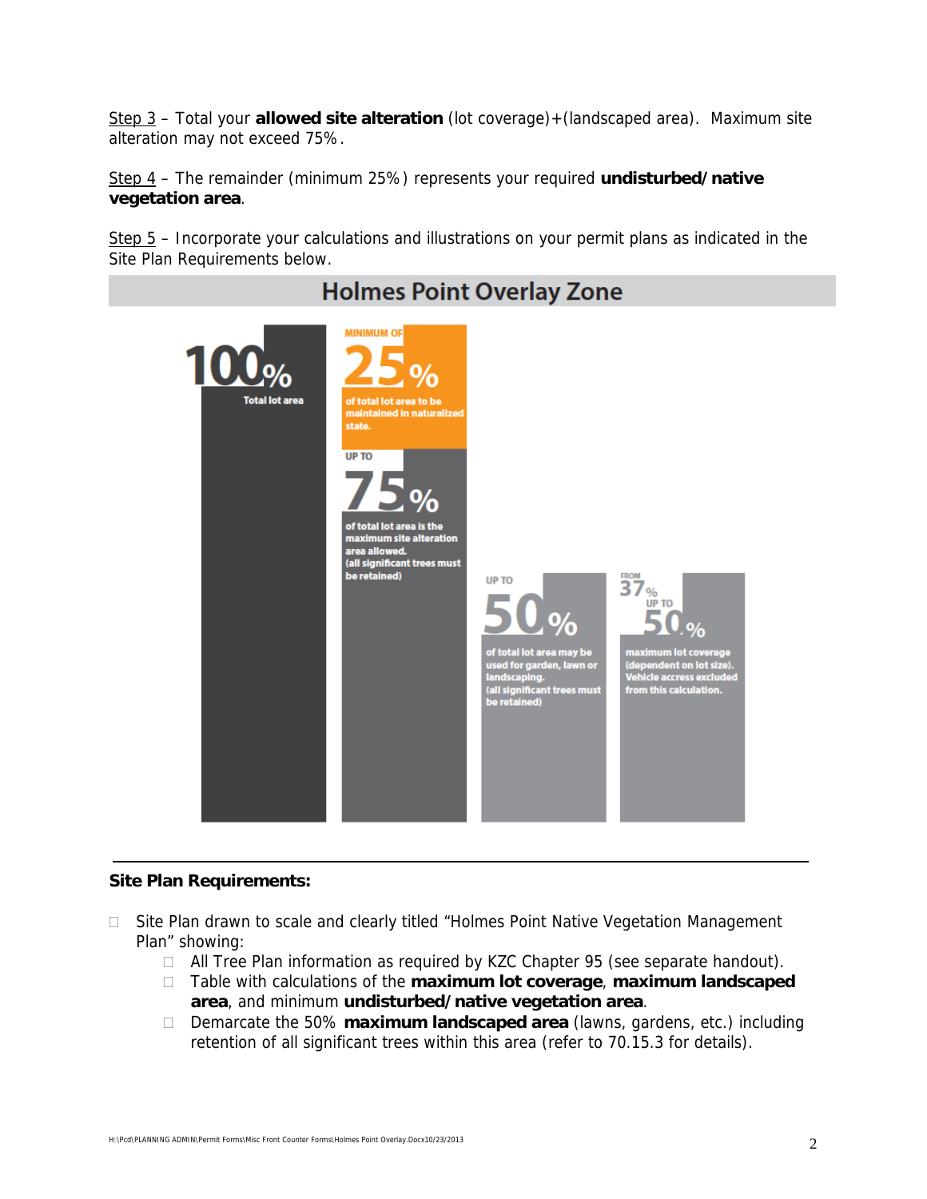Step 3 – Total your **allowed site alteration** (lot coverage)+(landscaped area). Maximum site alteration may not exceed 75%.

Step 4 – The remainder (minimum 25%) represents your required **undisturbed/native vegetation area**.

Step 5 – Incorporate your calculations and illustrations on your permit plans as indicated in the Site Plan Requirements below.

## Holmes Point Overlay Zone

**100%** Total lot area

MINIMUM OF **25%** of total lot area to be maintained in naturalized state.

UP TO **75%** of total lot area is the maximum site alteration area allowed. (all significant trees must be retained)

UP TO **50%** of total lot area may be used for garden, lawn or landscaping. (all significant trees must be retained)

FROM **37%** UP TO **50%** maximum lot coverage (dependent on lot size). Vehicle accress excluded from this calculation.

---

**Site Plan Requirements:**

- ☐ Site Plan drawn to scale and clearly titled "Holmes Point Native Vegetation Management Plan" showing:
  - ☐ All Tree Plan information as required by KZC Chapter 95 (see separate handout).
  - ☐ Table with calculations of the **maximum lot coverage**, **maximum landscaped area**, and minimum **undisturbed/native vegetation area**.
  - ☐ Demarcate the 50% **maximum landscaped area** (lawns, gardens, etc.) including retention of all significant trees within this area (refer to 70.15.3 for details).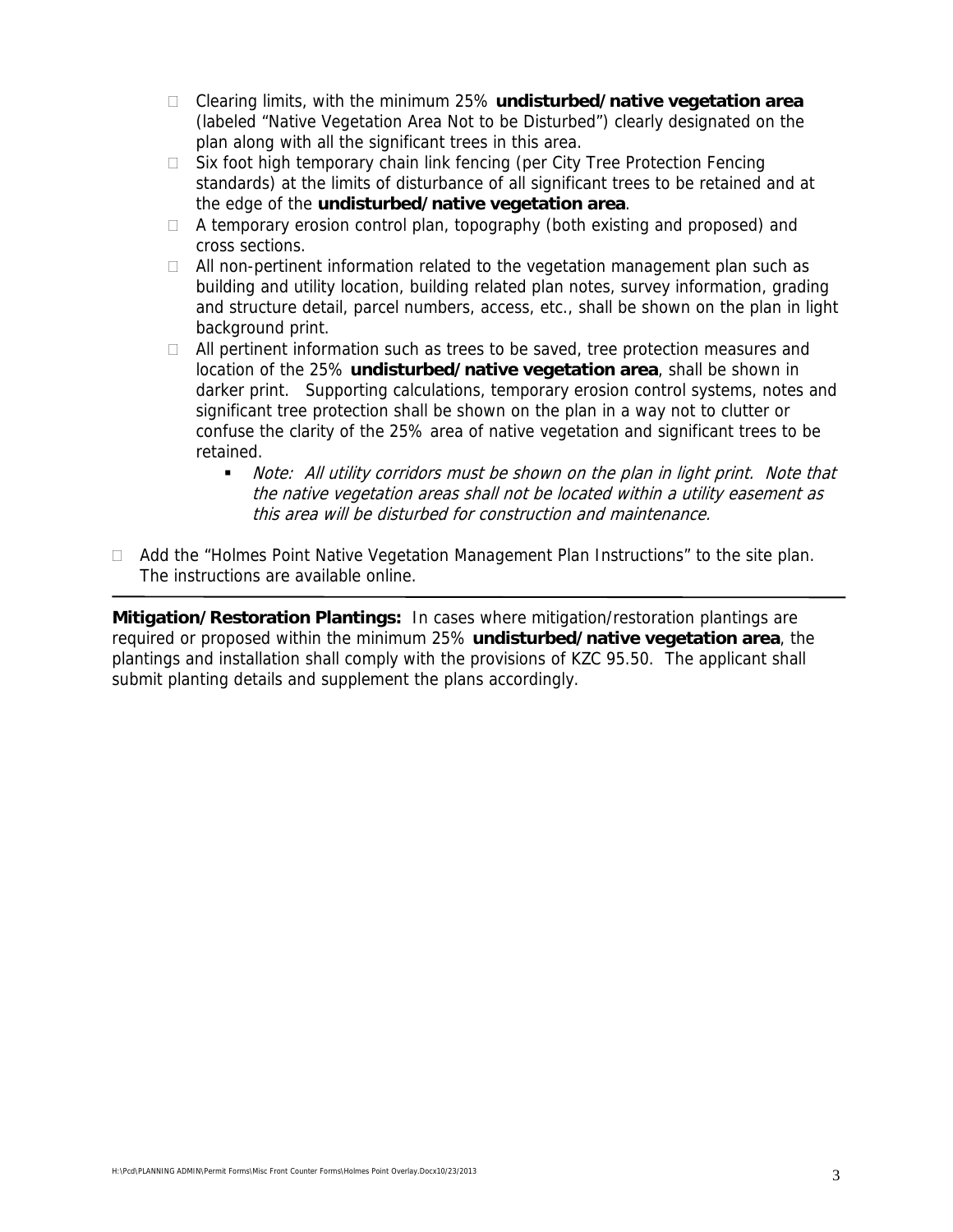- ☐ Clearing limits, with the minimum 25% **undisturbed/native vegetation area** (labeled "Native Vegetation Area Not to be Disturbed") clearly designated on the plan along with all the significant trees in this area.
- ☐ Six foot high temporary chain link fencing (per City Tree Protection Fencing standards) at the limits of disturbance of all significant trees to be retained and at the edge of the **undisturbed/native vegetation area**.
- ☐ A temporary erosion control plan, topography (both existing and proposed) and cross sections.
- ☐ All non-pertinent information related to the vegetation management plan such as building and utility location, building related plan notes, survey information, grading and structure detail, parcel numbers, access, etc., shall be shown on the plan in light background print.
- ☐ All pertinent information such as trees to be saved, tree protection measures and location of the 25% **undisturbed/native vegetation area**, shall be shown in darker print. Supporting calculations, temporary erosion control systems, notes and significant tree protection shall be shown on the plan in a way not to clutter or confuse the clarity of the 25% area of native vegetation and significant trees to be retained.
  - *Note: All utility corridors must be shown on the plan in light print. Note that the native vegetation areas shall not be located within a utility easement as this area will be disturbed for construction and maintenance.*

☐ Add the "Holmes Point Native Vegetation Management Plan Instructions" to the site plan. The instructions are available online.

---

**Mitigation/Restoration Plantings:** In cases where mitigation/restoration plantings are required or proposed within the minimum 25% **undisturbed/native vegetation area**, the plantings and installation shall comply with the provisions of KZC 95.50. The applicant shall submit planting details and supplement the plans accordingly.